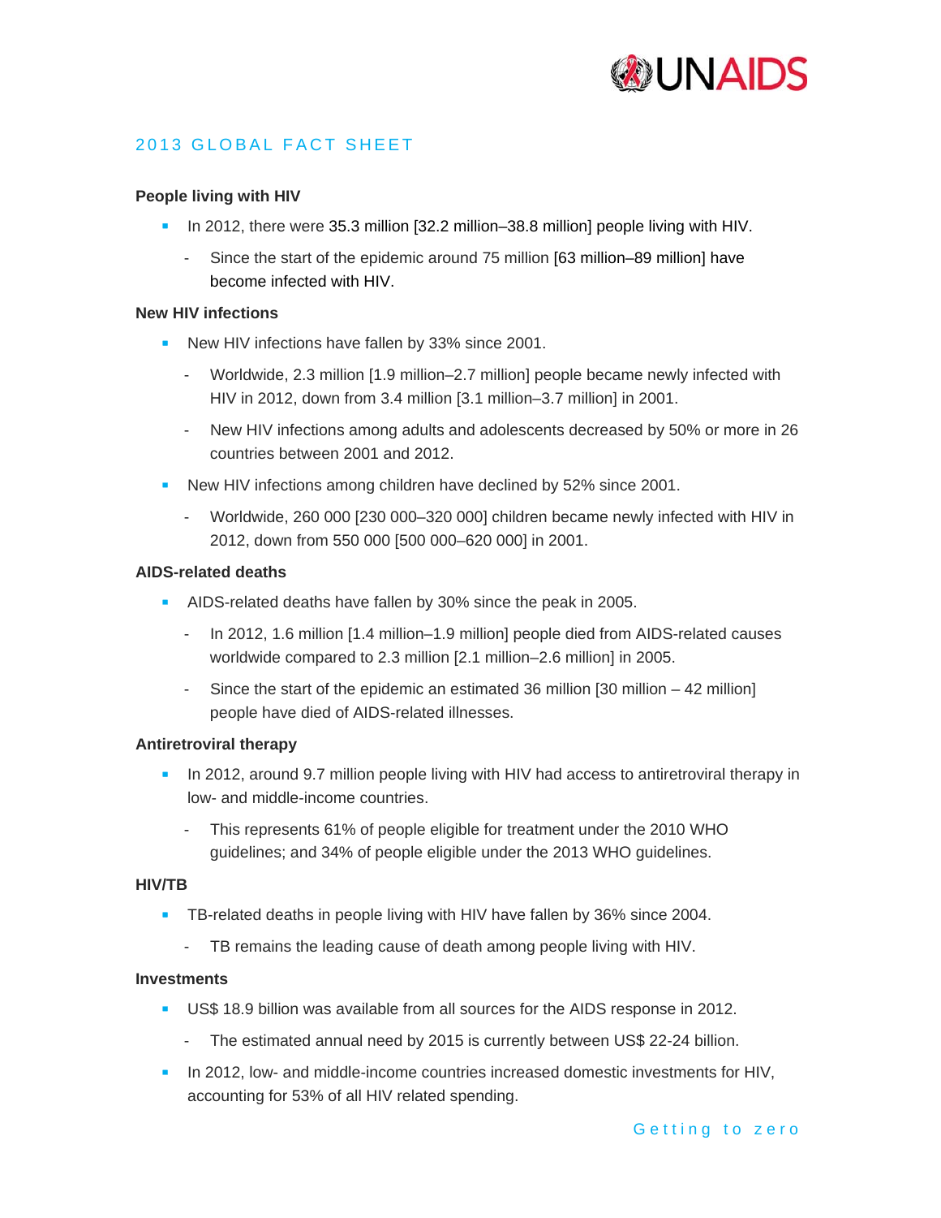UNAIDS

## 2013 GLOBAL FACT SHEET

### People living with HIV

- In 2012, there were 35.3 million [32.2 million–38.8 million] people living with HIV.
  - Since the start of the epidemic around 75 million [63 million–89 million] have become infected with HIV.

### New HIV infections

- New HIV infections have fallen by 33% since 2001.
  - Worldwide, 2.3 million [1.9 million–2.7 million] people became newly infected with HIV in 2012, down from 3.4 million [3.1 million–3.7 million] in 2001.
  - New HIV infections among adults and adolescents decreased by 50% or more in 26 countries between 2001 and 2012.
- New HIV infections among children have declined by 52% since 2001.
  - Worldwide, 260 000 [230 000–320 000] children became newly infected with HIV in 2012, down from 550 000 [500 000–620 000] in 2001.

### AIDS-related deaths

- AIDS-related deaths have fallen by 30% since the peak in 2005.
  - In 2012, 1.6 million [1.4 million–1.9 million] people died from AIDS-related causes worldwide compared to 2.3 million [2.1 million–2.6 million] in 2005.
  - Since the start of the epidemic an estimated 36 million [30 million – 42 million] people have died of AIDS-related illnesses.

### Antiretroviral therapy

- In 2012, around 9.7 million people living with HIV had access to antiretroviral therapy in low- and middle-income countries.
  - This represents 61% of people eligible for treatment under the 2010 WHO guidelines; and 34% of people eligible under the 2013 WHO guidelines.

### HIV/TB

- TB-related deaths in people living with HIV have fallen by 36% since 2004.
  - TB remains the leading cause of death among people living with HIV.

### Investments

- US$ 18.9 billion was available from all sources for the AIDS response in 2012.
  - The estimated annual need by 2015 is currently between US$ 22-24 billion.
- In 2012, low- and middle-income countries increased domestic investments for HIV, accounting for 53% of all HIV related spending.

Getting to zero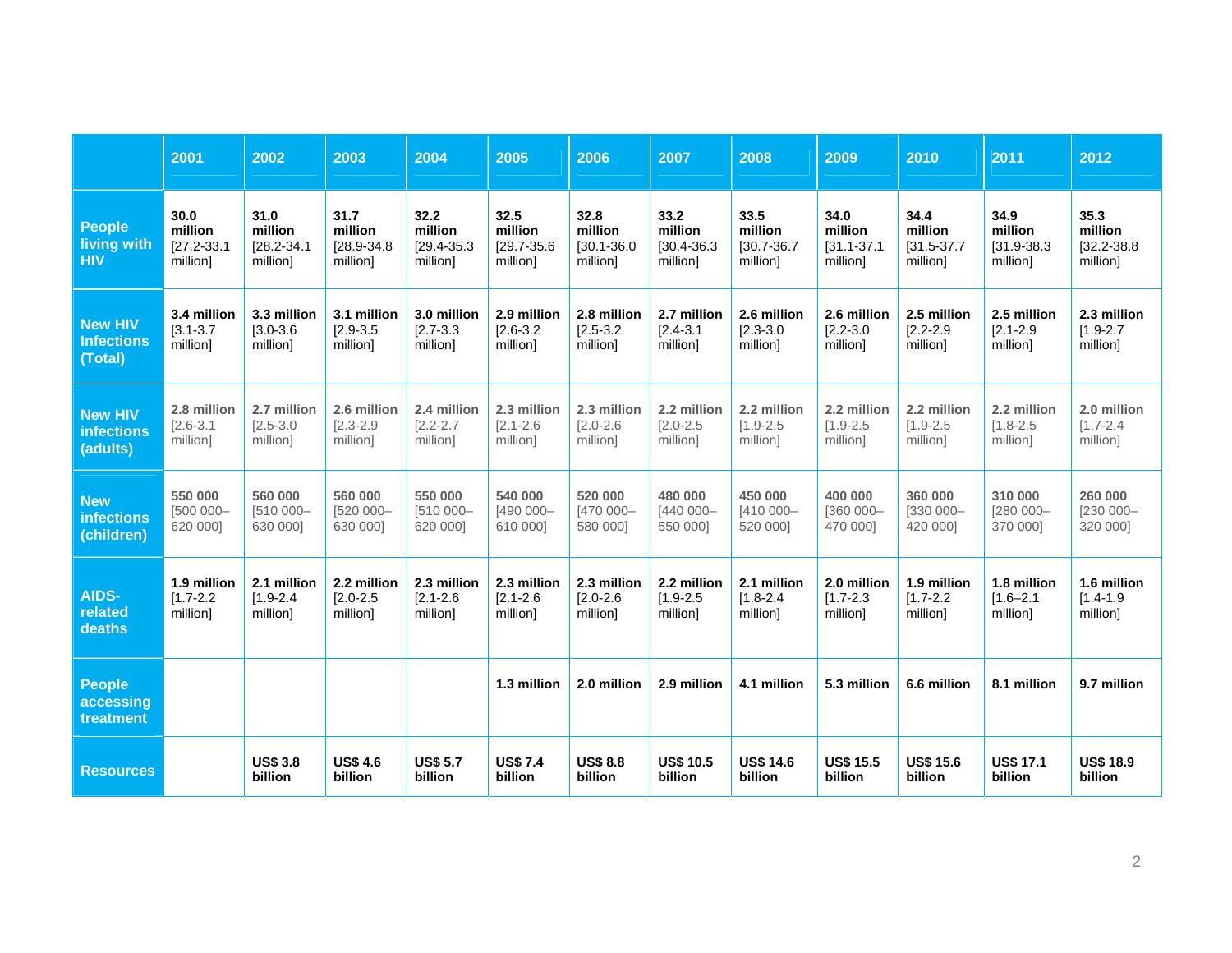| | 2001 | 2002 | 2003 | 2004 | 2005 | 2006 | 2007 | 2008 | 2009 | 2010 | 2011 | 2012 |
|---|---|---|---|---|---|---|---|---|---|---|---|---|
| **People living with HIV** | **30.0 million** [27.2-33.1 million] | **31.0 million** [28.2-34.1 million] | **31.7 million** [28.9-34.8 million] | **32.2 million** [29.4-35.3 million] | **32.5 million** [29.7-35.6 million] | **32.8 million** [30.1-36.0 million] | **33.2 million** [30.4-36.3 million] | **33.5 million** [30.7-36.7 million] | **34.0 million** [31.1-37.1 million] | **34.4 million** [31.5-37.7 million] | **34.9 million** [31.9-38.3 million] | **35.3 million** [32.2-38.8 million] |
| **New HIV Infections (Total)** | **3.4 million** [3.1-3.7 million] | **3.3 million** [3.0-3.6 million] | **3.1 million** [2.9-3.5 million] | **3.0 million** [2.7-3.3 million] | **2.9 million** [2.6-3.2 million] | **2.8 million** [2.5-3.2 million] | **2.7 million** [2.4-3.1 million] | **2.6 million** [2.3-3.0 million] | **2.6 million** [2.2-3.0 million] | **2.5 million** [2.2-2.9 million] | **2.5 million** [2.1-2.9 million] | **2.3 million** [1.9-2.7 million] |
| **New HIV infections (adults)** | **2.8 million** [2.6-3.1 million] | **2.7 million** [2.5-3.0 million] | **2.6 million** [2.3-2.9 million] | **2.4 million** [2.2-2.7 million] | **2.3 million** [2.1-2.6 million] | **2.3 million** [2.0-2.6 million] | **2.2 million** [2.0-2.5 million] | **2.2 million** [1.9-2.5 million] | **2.2 million** [1.9-2.5 million] | **2.2 million** [1.9-2.5 million] | **2.2 million** [1.8-2.5 million] | **2.0 million** [1.7-2.4 million] |
| **New infections (children)** | **550 000** [500 000–620 000] | **560 000** [510 000–630 000] | **560 000** [520 000–630 000] | **550 000** [510 000–620 000] | **540 000** [490 000–610 000] | **520 000** [470 000–580 000] | **480 000** [440 000–550 000] | **450 000** [410 000–520 000] | **400 000** [360 000–470 000] | **360 000** [330 000–420 000] | **310 000** [280 000–370 000] | **260 000** [230 000–320 000] |
| **AIDS-related deaths** | **1.9 million** [1.7-2.2 million] | **2.1 million** [1.9-2.4 million] | **2.2 million** [2.0-2.5 million] | **2.3 million** [2.1-2.6 million] | **2.3 million** [2.1-2.6 million] | **2.3 million** [2.0-2.6 million] | **2.2 million** [1.9-2.5 million] | **2.1 million** [1.8-2.4 million] | **2.0 million** [1.7-2.3 million] | **1.9 million** [1.7-2.2 million] | **1.8 million** [1.6–2.1 million] | **1.6 million** [1.4-1.9 million] |
| **People accessing treatment** | | | | | **1.3 million** | **2.0 million** | **2.9 million** | **4.1 million** | **5.3 million** | **6.6 million** | **8.1 million** | **9.7 million** |
| **Resources** | | **US$ 3.8 billion** | **US$ 4.6 billion** | **US$ 5.7 billion** | **US$ 7.4 billion** | **US$ 8.8 billion** | **US$ 10.5 billion** | **US$ 14.6 billion** | **US$ 15.5 billion** | **US$ 15.6 billion** | **US$ 17.1 billion** | **US$ 18.9 billion** |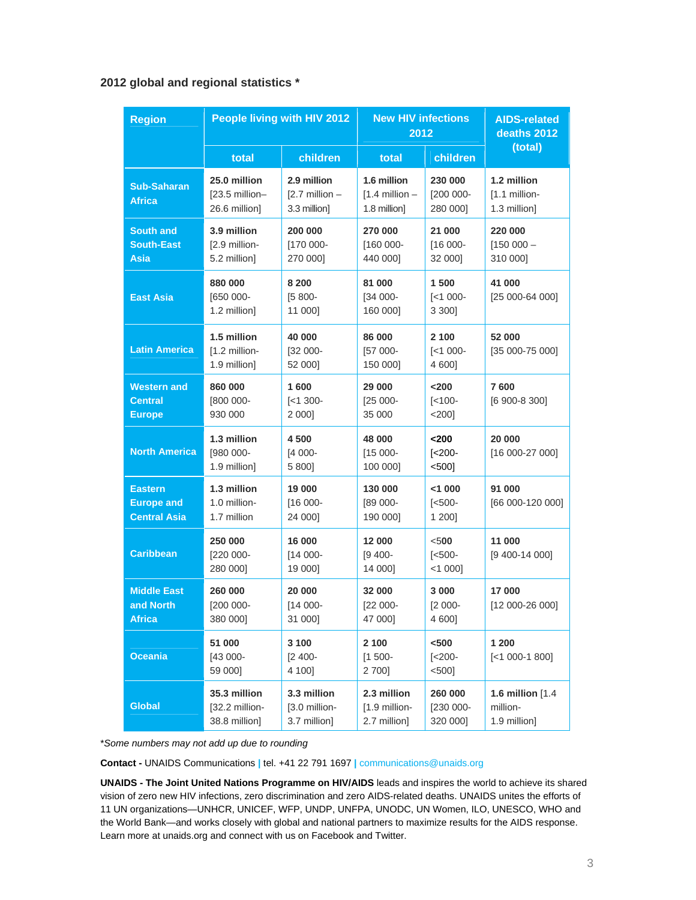### 2012 global and regional statistics *

| Region | People living with HIV 2012 | | New HIV infections 2012 | | AIDS-related deaths 2012 (total) |
|---|---|---|---|---|---|
| | total | children | total | children | |
| Sub-Saharan Africa | **25.0 million** [23.5 million– 26.6 million] | **2.9 million** [2.7 million – 3.3 million] | **1.6 million** [1.4 million – 1.8 million] | **230 000** [200 000- 280 000] | **1.2 million** [1.1 million- 1.3 million] |
| South and South-East Asia | **3.9 million** [2.9 million- 5.2 million] | **200 000** [170 000- 270 000] | **270 000** [160 000- 440 000] | **21 000** [16 000- 32 000] | **220 000** [150 000 – 310 000] |
| East Asia | **880 000** [650 000- 1.2 million] | **8 200** [5 800- 11 000] | **81 000** [34 000- 160 000] | **1 500** [<1 000- 3 300] | **41 000** [25 000-64 000] |
| Latin America | **1.5 million** [1.2 million- 1.9 million] | **40 000** [32 000- 52 000] | **86 000** [57 000- 150 000] | **2 100** [<1 000- 4 600] | **52 000** [35 000-75 000] |
| Western and Central Europe | **860 000** [800 000- 930 000 | **1 600** [<1 300- 2 000] | **29 000** [25 000- 35 000 | **<200** [<100- <200] | **7 600** [6 900-8 300] |
| North America | **1.3 million** [980 000- 1.9 million] | **4 500** [4 000- 5 800] | **48 000** [15 000- 100 000] | **<200** [<200- <500] | **20 000** [16 000-27 000] |
| Eastern Europe and Central Asia | **1.3 million** 1.0 million- 1.7 million | **19 000** [16 000- 24 000] | **130 000** [89 000- 190 000] | **<1 000** [<500- 1 200] | **91 000** [66 000-120 000] |
| Caribbean | **250 000** [220 000- 280 000] | **16 000** [14 000- 19 000] | **12 000** [9 400- 14 000] | <5**00** [<500- <1 000] | **11 000** [9 400-14 000] |
| Middle East and North Africa | **260 000** [200 000- 380 000] | **20 000** [14 000- 31 000] | **32 000** [22 000- 47 000] | **3 000** [2 000- 4 600] | **17 000** [12 000-26 000] |
| Oceania | **51 000** [43 000- 59 000] | **3 100** [2 400- 4 100] | **2 100** [1 500- 2 700] | **<500** [<200- <500] | **1 200** [<1 000-1 800] |
| Global | **35.3 million** [32.2 million- 38.8 million] | **3.3 million** [3.0 million- 3.7 million] | **2.3 million** [1.9 million- 2.7 million] | **260 000** [230 000- 320 000] | **1.6 million** [1.4 million- 1.9 million] |

**Some numbers may not add up due to rounding*

**Contact -** UNAIDS Communications | tel. +41 22 791 1697 | communications@unaids.org

**UNAIDS - The Joint United Nations Programme on HIV/AIDS** leads and inspires the world to achieve its shared vision of zero new HIV infections, zero discrimination and zero AIDS-related deaths. UNAIDS unites the efforts of 11 UN organizations—UNHCR, UNICEF, WFP, UNDP, UNFPA, UNODC, UN Women, ILO, UNESCO, WHO and the World Bank—and works closely with global and national partners to maximize results for the AIDS response. Learn more at unaids.org and connect with us on Facebook and Twitter.